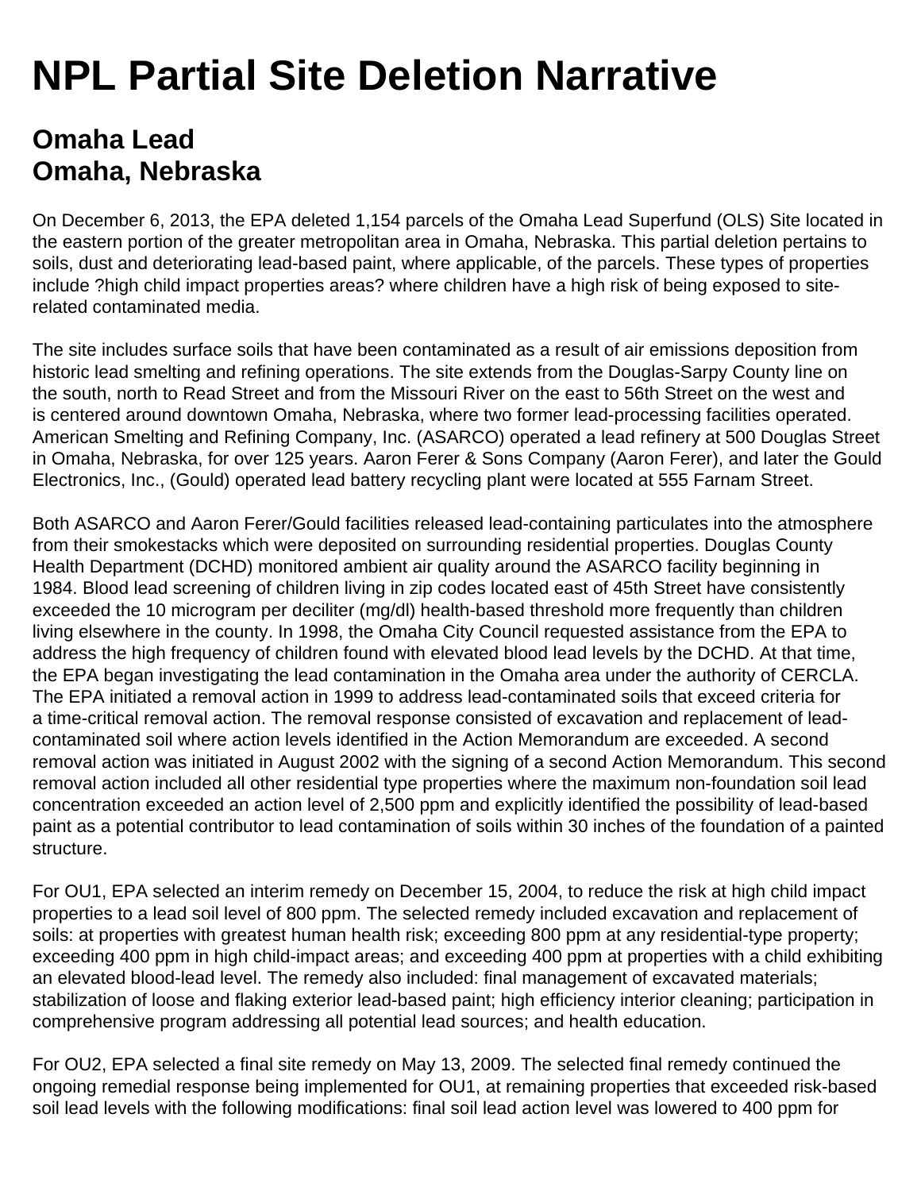# NPL Partial Site Deletion Narrative

## Omaha Lead
## Omaha, Nebraska

On December 6, 2013, the EPA deleted 1,154 parcels of the Omaha Lead Superfund (OLS) Site located in the eastern portion of the greater metropolitan area in Omaha, Nebraska. This partial deletion pertains to soils, dust and deteriorating lead-based paint, where applicable, of the parcels. These types of properties include ?high child impact properties areas? where children have a high risk of being exposed to site-related contaminated media.

The site includes surface soils that have been contaminated as a result of air emissions deposition from historic lead smelting and refining operations. The site extends from the Douglas-Sarpy County line on the south, north to Read Street and from the Missouri River on the east to 56th Street on the west and is centered around downtown Omaha, Nebraska, where two former lead-processing facilities operated. American Smelting and Refining Company, Inc. (ASARCO) operated a lead refinery at 500 Douglas Street in Omaha, Nebraska, for over 125 years. Aaron Ferer & Sons Company (Aaron Ferer), and later the Gould Electronics, Inc., (Gould) operated lead battery recycling plant were located at 555 Farnam Street.

Both ASARCO and Aaron Ferer/Gould facilities released lead-containing particulates into the atmosphere from their smokestacks which were deposited on surrounding residential properties. Douglas County Health Department (DCHD) monitored ambient air quality around the ASARCO facility beginning in 1984. Blood lead screening of children living in zip codes located east of 45th Street have consistently exceeded the 10 microgram per deciliter (mg/dl) health-based threshold more frequently than children living elsewhere in the county. In 1998, the Omaha City Council requested assistance from the EPA to address the high frequency of children found with elevated blood lead levels by the DCHD. At that time, the EPA began investigating the lead contamination in the Omaha area under the authority of CERCLA. The EPA initiated a removal action in 1999 to address lead-contaminated soils that exceed criteria for a time-critical removal action. The removal response consisted of excavation and replacement of lead-contaminated soil where action levels identified in the Action Memorandum are exceeded. A second removal action was initiated in August 2002 with the signing of a second Action Memorandum. This second removal action included all other residential type properties where the maximum non-foundation soil lead concentration exceeded an action level of 2,500 ppm and explicitly identified the possibility of lead-based paint as a potential contributor to lead contamination of soils within 30 inches of the foundation of a painted structure.

For OU1, EPA selected an interim remedy on December 15, 2004, to reduce the risk at high child impact properties to a lead soil level of 800 ppm. The selected remedy included excavation and replacement of soils: at properties with greatest human health risk; exceeding 800 ppm at any residential-type property; exceeding 400 ppm in high child-impact areas; and exceeding 400 ppm at properties with a child exhibiting an elevated blood-lead level. The remedy also included: final management of excavated materials; stabilization of loose and flaking exterior lead-based paint; high efficiency interior cleaning; participation in comprehensive program addressing all potential lead sources; and health education.

For OU2, EPA selected a final site remedy on May 13, 2009. The selected final remedy continued the ongoing remedial response being implemented for OU1, at remaining properties that exceeded risk-based soil lead levels with the following modifications: final soil lead action level was lowered to 400 ppm for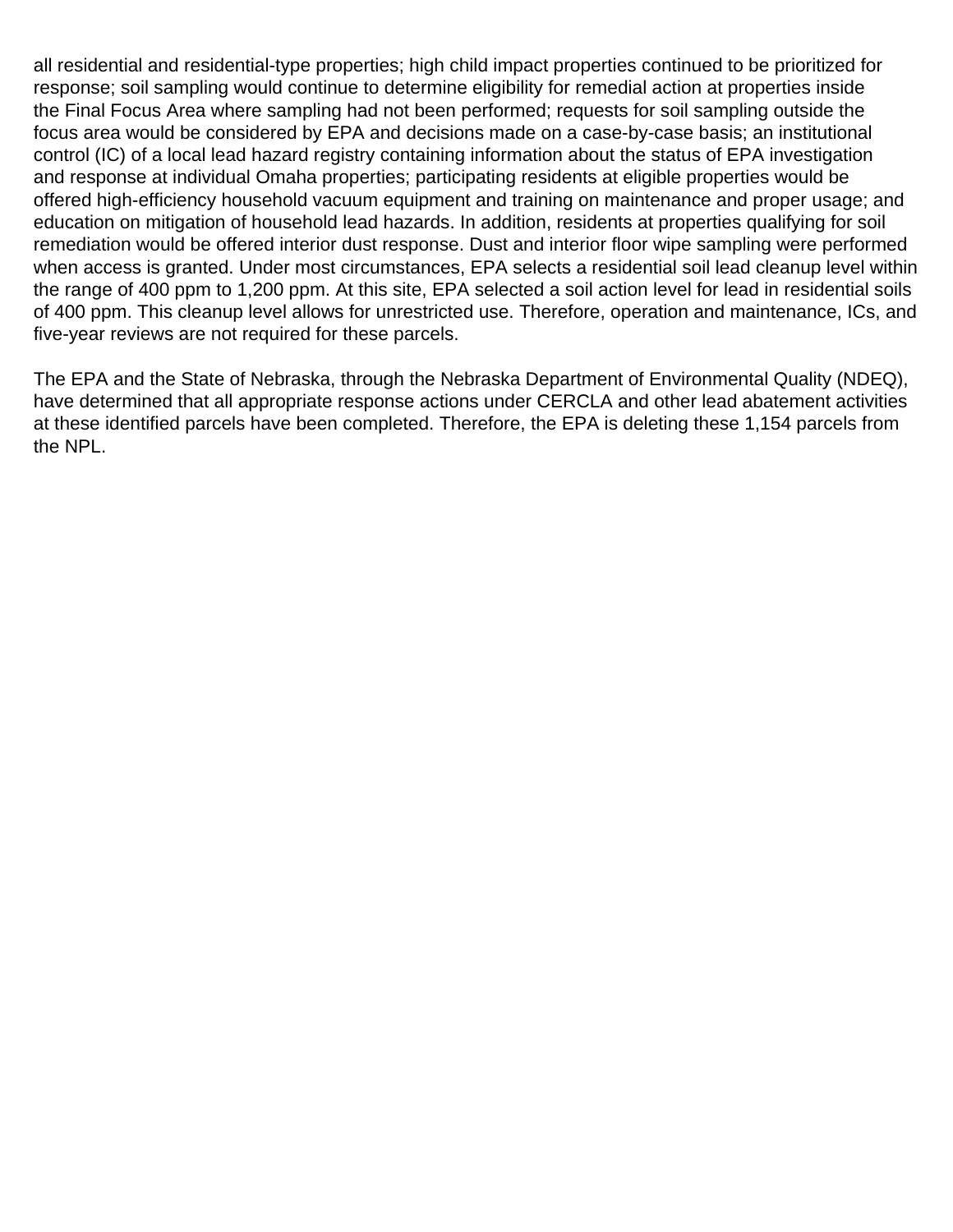all residential and residential-type properties; high child impact properties continued to be prioritized for response; soil sampling would continue to determine eligibility for remedial action at properties inside the Final Focus Area where sampling had not been performed; requests for soil sampling outside the focus area would be considered by EPA and decisions made on a case-by-case basis; an institutional control (IC) of a local lead hazard registry containing information about the status of EPA investigation and response at individual Omaha properties; participating residents at eligible properties would be offered high-efficiency household vacuum equipment and training on maintenance and proper usage; and education on mitigation of household lead hazards. In addition, residents at properties qualifying for soil remediation would be offered interior dust response. Dust and interior floor wipe sampling were performed when access is granted. Under most circumstances, EPA selects a residential soil lead cleanup level within the range of 400 ppm to 1,200 ppm. At this site, EPA selected a soil action level for lead in residential soils of 400 ppm. This cleanup level allows for unrestricted use. Therefore, operation and maintenance, ICs, and five-year reviews are not required for these parcels.

The EPA and the State of Nebraska, through the Nebraska Department of Environmental Quality (NDEQ), have determined that all appropriate response actions under CERCLA and other lead abatement activities at these identified parcels have been completed. Therefore, the EPA is deleting these 1,154 parcels from the NPL.